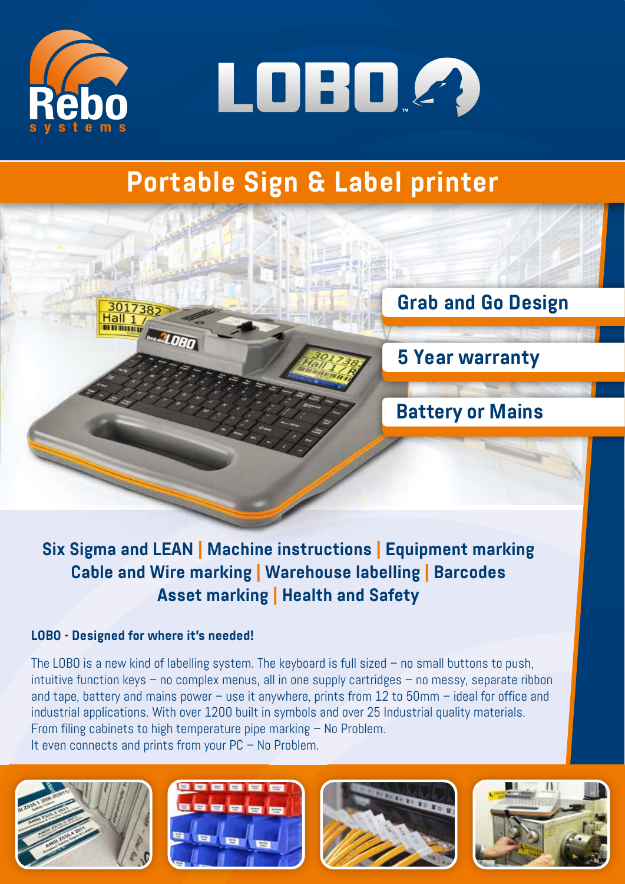# LOBO

## Portable Sign & Label printer

- **Grab and Go Design**
- **5 Year warranty**
- **Battery or Mains**

**Six Sigma and LEAN | Machine instructions | Equipment marking**
**Cable and Wire marking | Warehouse labelling | Barcodes**
**Asset marking | Health and Safety**

### LOBO - Designed for where it's needed!

The LOBO is a new kind of labelling system. The keyboard is full sized – no small buttons to push, intuitive function keys – no complex menus, all in one supply cartridges – no messy, separate ribbon and tape, battery and mains power – use it anywhere, prints from 12 to 50mm – ideal for office and industrial applications. With over 1200 built in symbols and over 25 Industrial quality materials. From filing cabinets to high temperature pipe marking – No Problem.
It even connects and prints from your PC – No Problem.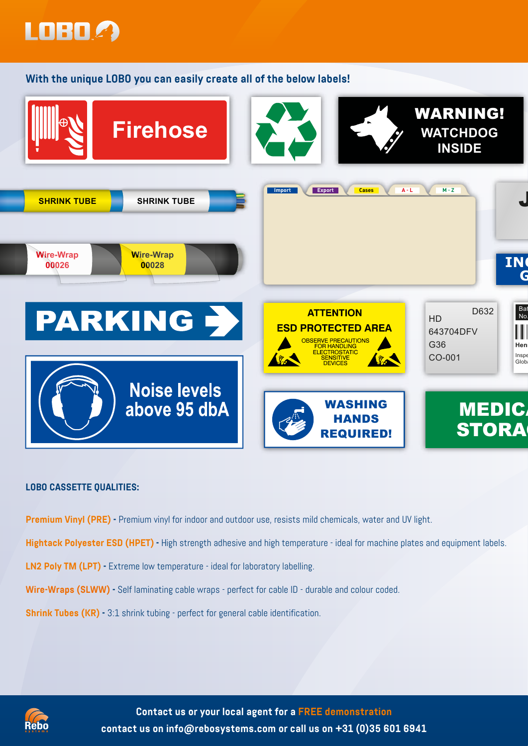# LOBO

With the unique LOBO you can easily create all of the below labels!

Firehose

WARNING! WATCHDOG INSIDE

SHRINK TUBE SHRINK TUBE

Wire-Wrap 00026 Wire-Wrap 00028

Import Export Cases A - L M - Z

PARKING

ATTENTION ESD PROTECTED AREA

OBSERVE PRECAUTIONS FOR HANDLING ELECTROSTATIC SENSITIVE DEVICES

HD D632 643704DFV G36 CO-001

Noise levels above 95 dbA

WASHING HANDS REQUIRED!

MEDICA STORA

### LOBO CASSETTE QUALITIES:

**Premium Vinyl (PRE)** - Premium vinyl for indoor and outdoor use, resists mild chemicals, water and UV light.

**Hightack Polyester ESD (HPET)** - High strength adhesive and high temperature - ideal for machine plates and equipment labels.

**LN2 Poly TM (LPT)** - Extreme low temperature - ideal for laboratory labelling.

**Wire-Wraps (SLWW)** - Self laminating cable wraps - perfect for cable ID - durable and colour coded.

**Shrink Tubes (KR)** - 3:1 shrink tubing - perfect for general cable identification.

Rebo systems

**Contact us or your local agent for a FREE demonstration**

**contact us on info@rebosystems.com or call us on +31 (0)35 601 6941**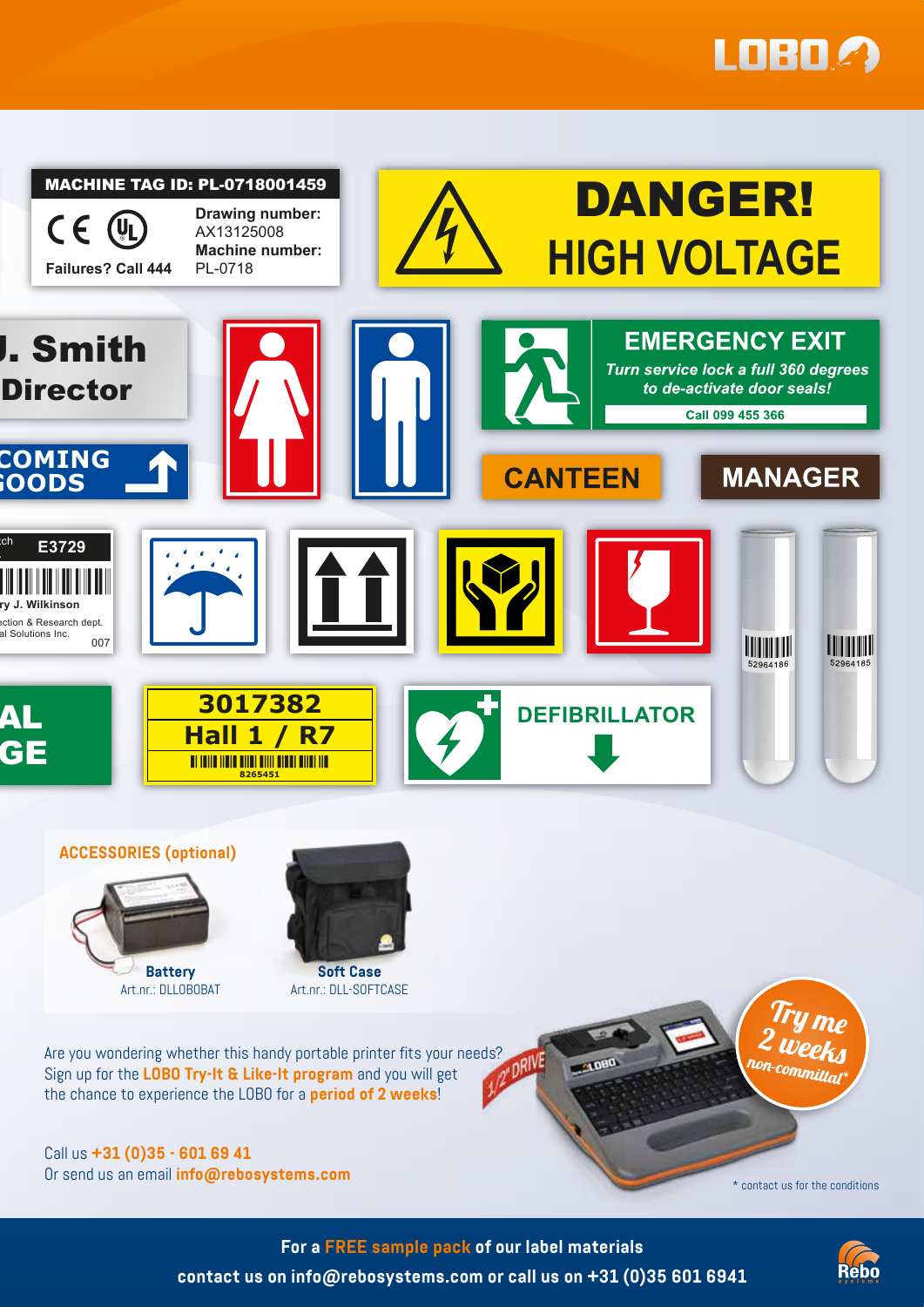LOBO

MACHINE TAG ID: PL-0718001459

Failures? Call 444

Drawing number: AX13125008
Machine number: PL-0718

DANGER!
HIGH VOLTAGE

J. Smith
Director

COMING GOODS

EMERGENCY EXIT
*Turn service lock a full 360 degrees to de-activate door seals!*
Call 099 455 366

CANTEEN

MANAGER

E3729
J. Wilkinson
Section & Research dept.
al Solutions Inc.
007

52964186

52964185

3017382
Hall 1 / R7
8265451

DEFIBRILLATOR

**ACCESSORIES (optional)**

**Battery**
Art.nr.: DLLOBOBAT

**Soft Case**
Art.nr.: DLL-SOFTCASE

Are you wondering whether this handy portable printer fits your needs? Sign up for the **LOBO Try-It & Like-It program** and you will get the chance to experience the LOBO for a **period of 2 weeks**!

Call us **+31 (0)35 - 601 69 41**
Or send us an email **info@rebosystems.com**

*Try me 2 weeks non-committal\**

\* contact us for the conditions

**For a FREE sample pack of our label materials contact us on info@rebosystems.com or call us on +31 (0)35 601 6941**

Rebo systems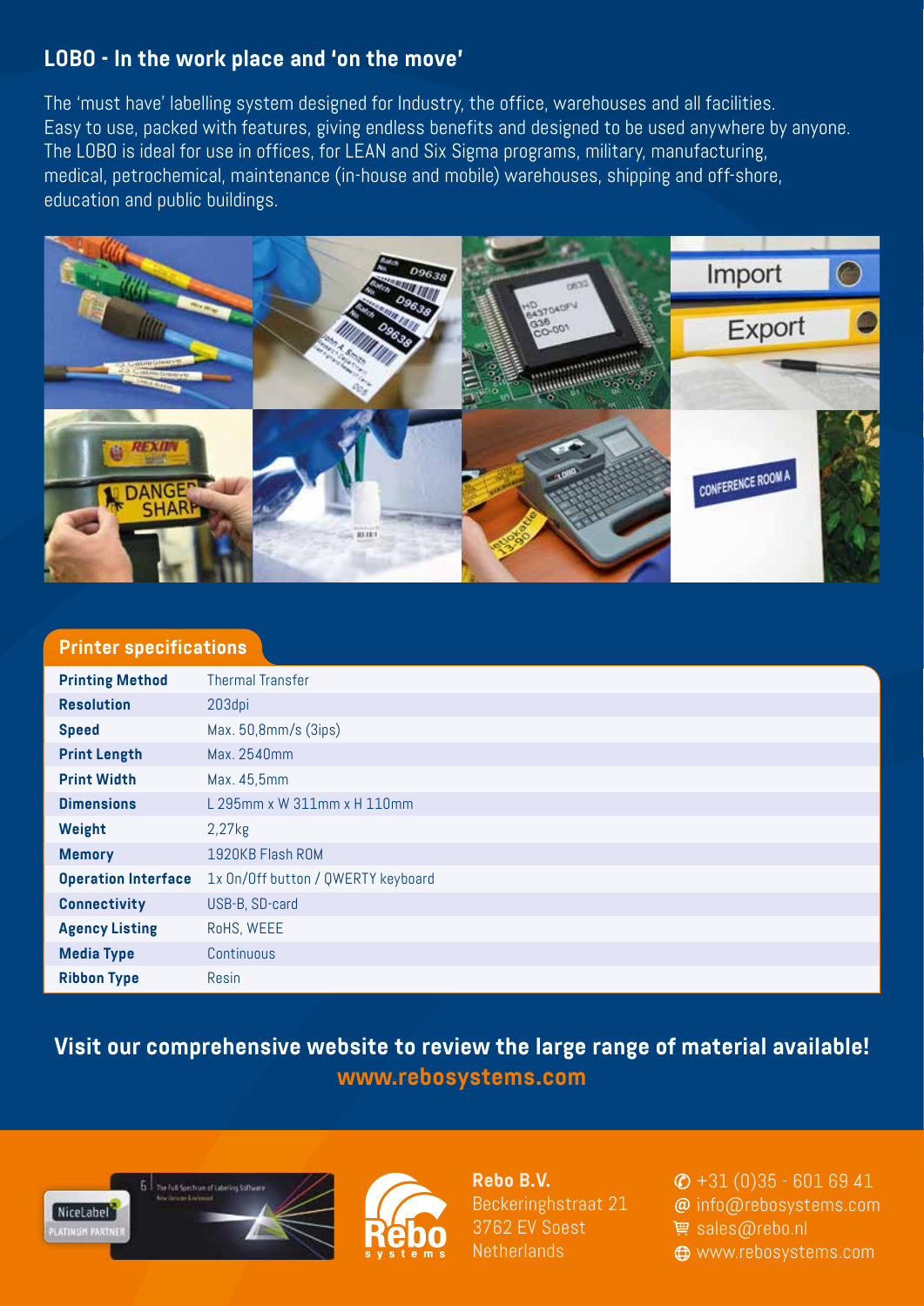## LOBO - In the work place and 'on the move'

The 'must have' labelling system designed for Industry, the office, warehouses and all facilities. Easy to use, packed with features, giving endless benefits and designed to be used anywhere by anyone. The LOBO is ideal for use in offices, for LEAN and Six Sigma programs, military, manufacturing, medical, petrochemical, maintenance (in-house and mobile) warehouses, shipping and off-shore, education and public buildings.

### Printer specifications

| | |
|---|---|
| **Printing Method** | Thermal Transfer |
| **Resolution** | 203dpi |
| **Speed** | Max. 50,8mm/s (3ips) |
| **Print Length** | Max. 2540mm |
| **Print Width** | Max. 45,5mm |
| **Dimensions** | L 295mm x W 311mm x H 110mm |
| **Weight** | 2,27kg |
| **Memory** | 1920KB Flash ROM |
| **Operation Interface** | 1x On/Off button / QWERTY keyboard |
| **Connectivity** | USB-B, SD-card |
| **Agency Listing** | RoHS, WEEE |
| **Media Type** | Continuous |
| **Ribbon Type** | Resin |

**Visit our comprehensive website to review the large range of material available!**
**www.rebosystems.com**

**Rebo B.V.**
Beckeringhstraat 21
3762 EV Soest
Netherlands

+31 (0)35 - 601 69 41
info@rebosystems.com
sales@rebo.nl
www.rebosystems.com